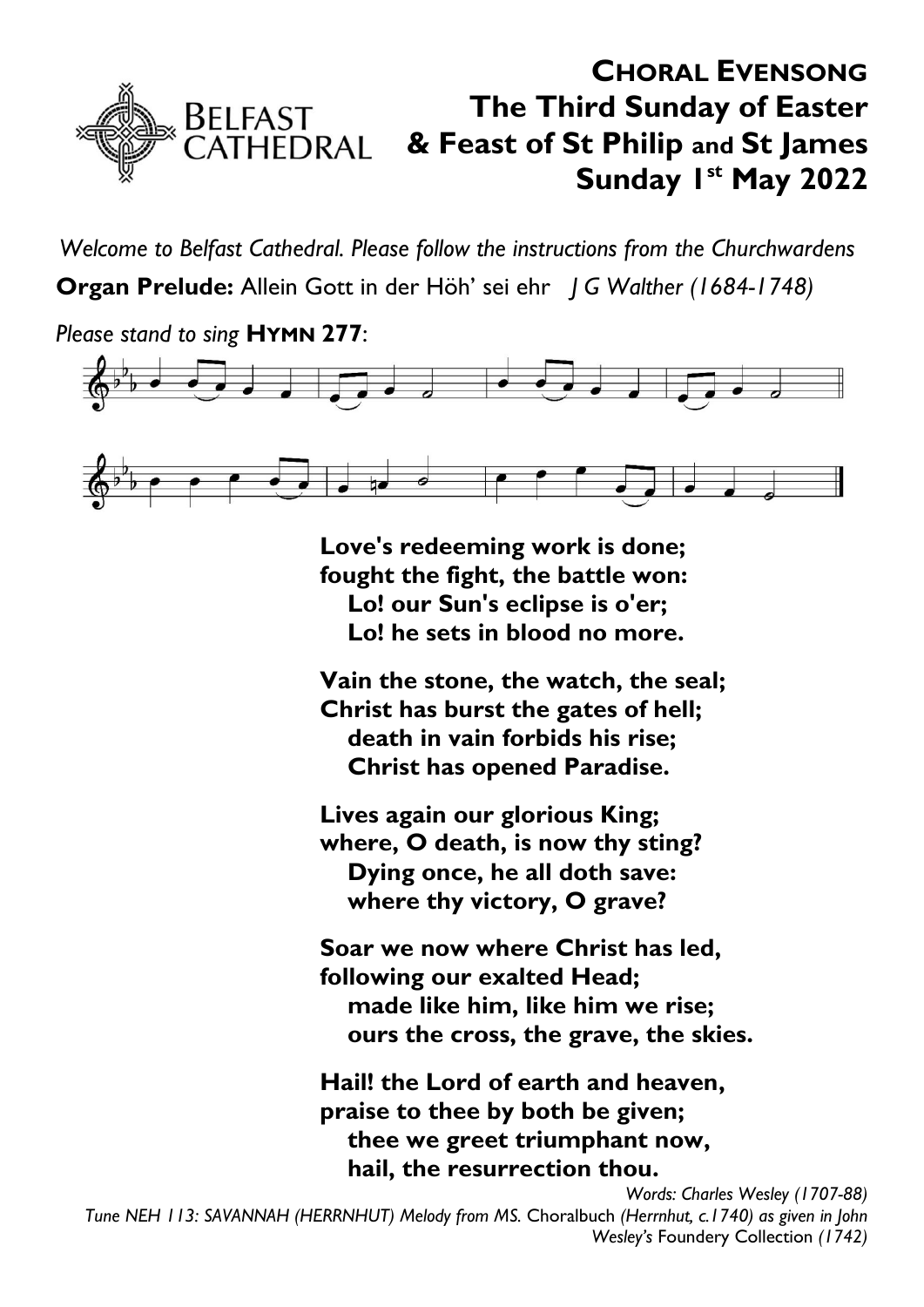# CHORAL EVENSONG
## The Third Sunday of Easter & Feast of St Philip and St James
## Sunday 1st May 2022

BELFAST CATHEDRAL

*Welcome to Belfast Cathedral. Please follow the instructions from the Churchwardens*

**Organ Prelude:** Allein Gott in der Höh' sei ehr *J G Walther (1684-1748)*

*Please stand to sing* **HYMN 277**:

**Love's redeeming work is done;
fought the fight, the battle won:
Lo! our Sun's eclipse is o'er;
Lo! he sets in blood no more.**

**Vain the stone, the watch, the seal;
Christ has burst the gates of hell;
death in vain forbids his rise;
Christ has opened Paradise.**

**Lives again our glorious King;
where, O death, is now thy sting?
Dying once, he all doth save:
where thy victory, O grave?**

**Soar we now where Christ has led,
following our exalted Head;
made like him, like him we rise;
ours the cross, the grave, the skies.**

**Hail! the Lord of earth and heaven,
praise to thee by both be given;
thee we greet triumphant now,
hail, the resurrection thou.**

*Words: Charles Wesley (1707-88)*
*Tune NEH 113: SAVANNAH (HERRNHUT) Melody from MS.* Choralbuch *(Herrnhut, c.1740) as given in John Wesley's* Foundery Collection *(1742)*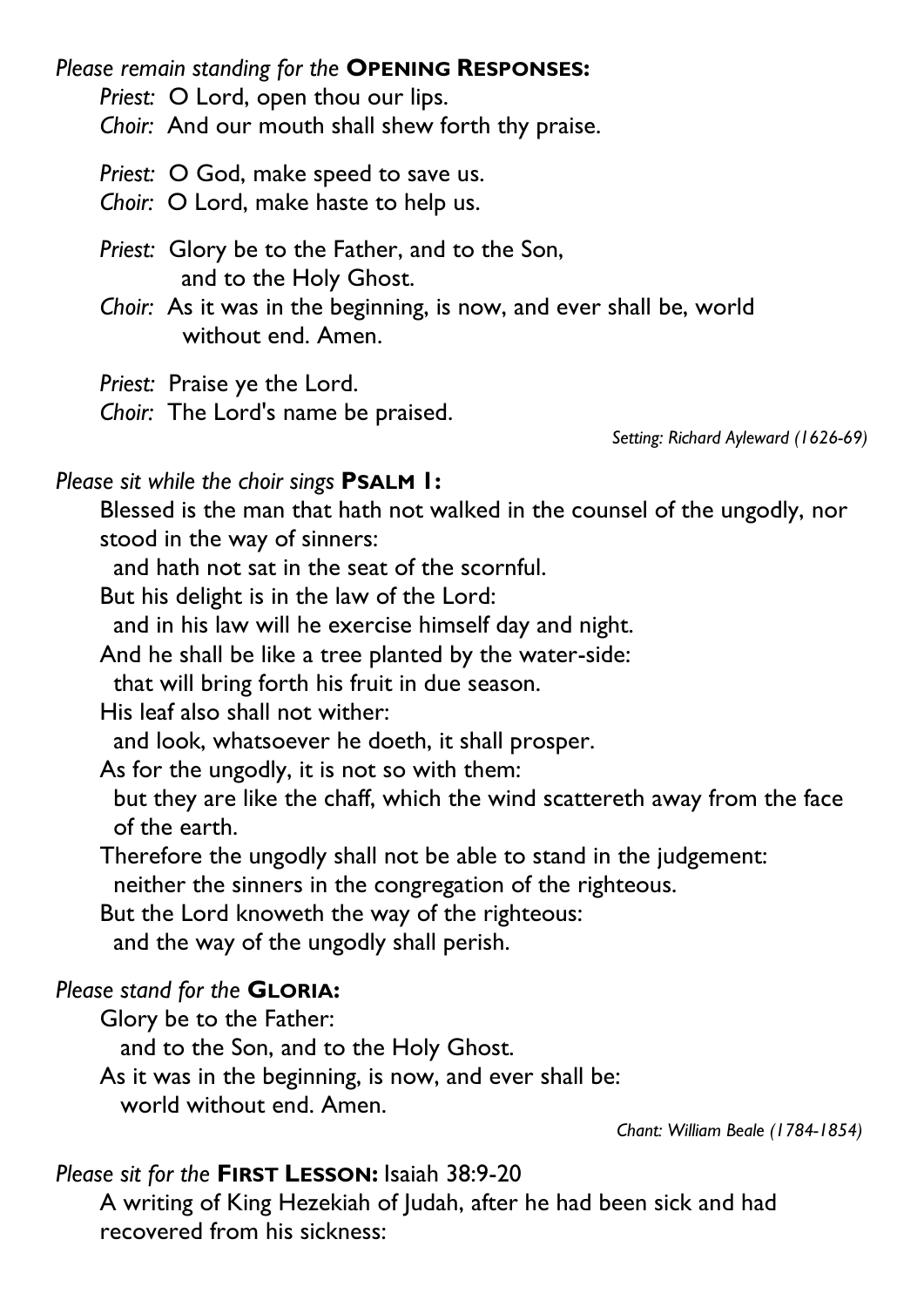*Please remain standing for the* **OPENING RESPONSES:**

*Priest:* O Lord, open thou our lips.
*Choir:* And our mouth shall shew forth thy praise.

*Priest:* O God, make speed to save us.
*Choir:* O Lord, make haste to help us.

*Priest:* Glory be to the Father, and to the Son,
and to the Holy Ghost.
*Choir:* As it was in the beginning, is now, and ever shall be, world
without end. Amen.

*Priest:* Praise ye the Lord.
*Choir:* The Lord's name be praised.

*Setting: Richard Ayleward (1626-69)*

*Please sit while the choir sings* **PSALM 1:**

Blessed is the man that hath not walked in the counsel of the ungodly, nor stood in the way of sinners:
and hath not sat in the seat of the scornful.
But his delight is in the law of the Lord:
and in his law will he exercise himself day and night.
And he shall be like a tree planted by the water-side:
that will bring forth his fruit in due season.
His leaf also shall not wither:
and look, whatsoever he doeth, it shall prosper.
As for the ungodly, it is not so with them:
but they are like the chaff, which the wind scattereth away from the face of the earth.
Therefore the ungodly shall not be able to stand in the judgement:
neither the sinners in the congregation of the righteous.
But the Lord knoweth the way of the righteous:
and the way of the ungodly shall perish.

*Please stand for the* **GLORIA:**

Glory be to the Father:
and to the Son, and to the Holy Ghost.
As it was in the beginning, is now, and ever shall be:
world without end. Amen.

*Chant: William Beale (1784-1854)*

*Please sit for the* **FIRST LESSON:** Isaiah 38:9-20

A writing of King Hezekiah of Judah, after he had been sick and had recovered from his sickness: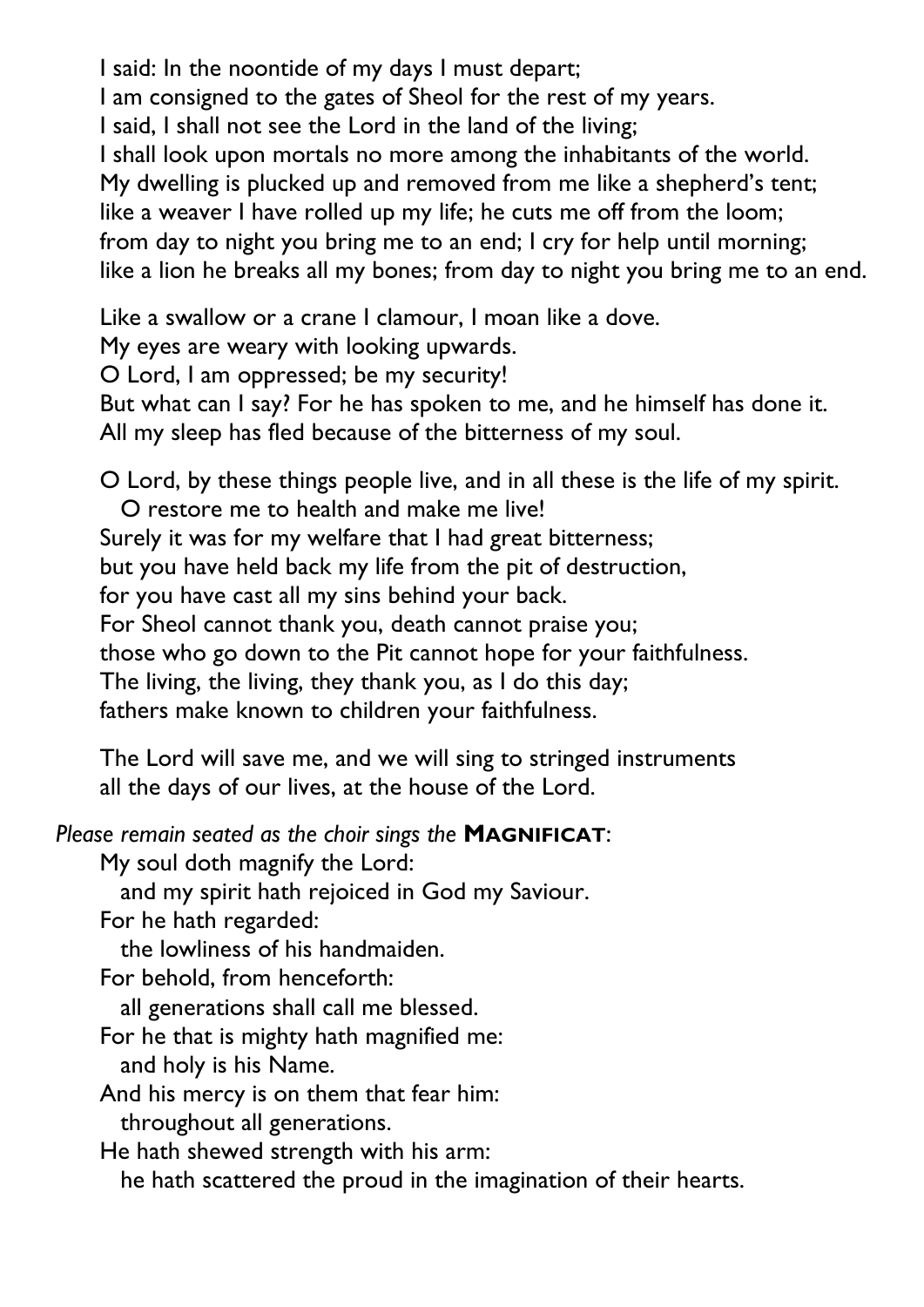I said: In the noontide of my days I must depart;
I am consigned to the gates of Sheol for the rest of my years.
I said, I shall not see the Lord in the land of the living;
I shall look upon mortals no more among the inhabitants of the world.
My dwelling is plucked up and removed from me like a shepherd's tent;
like a weaver I have rolled up my life; he cuts me off from the loom;
from day to night you bring me to an end; I cry for help until morning;
like a lion he breaks all my bones; from day to night you bring me to an end.

Like a swallow or a crane I clamour, I moan like a dove.
My eyes are weary with looking upwards.
O Lord, I am oppressed; be my security!
But what can I say? For he has spoken to me, and he himself has done it.
All my sleep has fled because of the bitterness of my soul.

O Lord, by these things people live, and in all these is the life of my spirit.
  O restore me to health and make me live!
Surely it was for my welfare that I had great bitterness;
but you have held back my life from the pit of destruction,
for you have cast all my sins behind your back.
For Sheol cannot thank you, death cannot praise you;
those who go down to the Pit cannot hope for your faithfulness.
The living, the living, they thank you, as I do this day;
fathers make known to children your faithfulness.

The Lord will save me, and we will sing to stringed instruments
all the days of our lives, at the house of the Lord.

*Please remain seated as the choir sings the* **MAGNIFICAT**:

My soul doth magnify the Lord:
  and my spirit hath rejoiced in God my Saviour.
For he hath regarded:
  the lowliness of his handmaiden.
For behold, from henceforth:
  all generations shall call me blessed.
For he that is mighty hath magnified me:
  and holy is his Name.
And his mercy is on them that fear him:
  throughout all generations.
He hath shewed strength with his arm:
  he hath scattered the proud in the imagination of their hearts.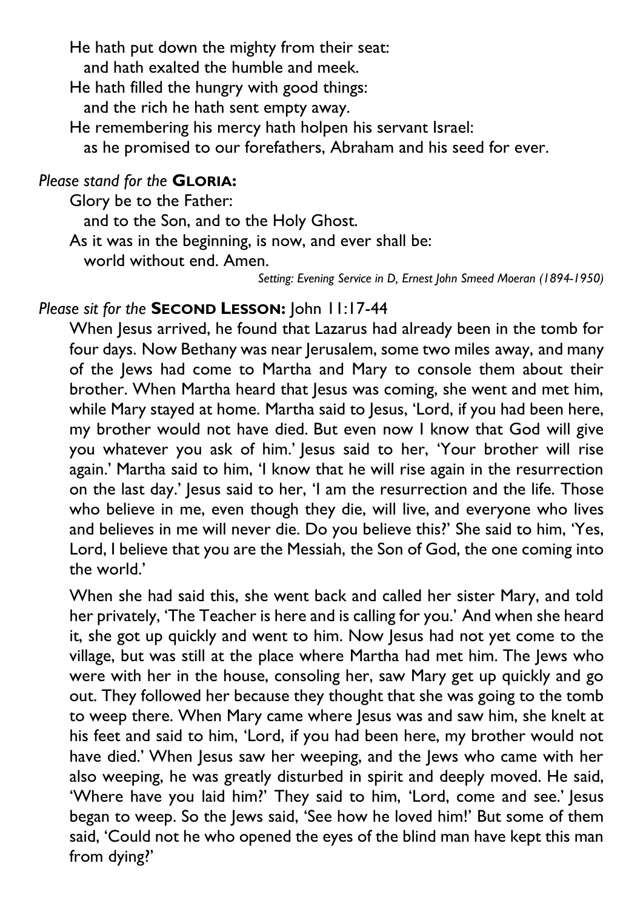He hath put down the mighty from their seat:
  and hath exalted the humble and meek.
He hath filled the hungry with good things:
  and the rich he hath sent empty away.
He remembering his mercy hath holpen his servant Israel:
  as he promised to our forefathers, Abraham and his seed for ever.

*Please stand for the* **GLORIA:**

Glory be to the Father:
  and to the Son, and to the Holy Ghost.
As it was in the beginning, is now, and ever shall be:
  world without end. Amen.

*Setting: Evening Service in D, Ernest John Smeed Moeran (1894-1950)*

*Please sit for the* **SECOND LESSON:** John 11:17-44

When Jesus arrived, he found that Lazarus had already been in the tomb for four days. Now Bethany was near Jerusalem, some two miles away, and many of the Jews had come to Martha and Mary to console them about their brother. When Martha heard that Jesus was coming, she went and met him, while Mary stayed at home. Martha said to Jesus, 'Lord, if you had been here, my brother would not have died. But even now I know that God will give you whatever you ask of him.' Jesus said to her, 'Your brother will rise again.' Martha said to him, 'I know that he will rise again in the resurrection on the last day.' Jesus said to her, 'I am the resurrection and the life. Those who believe in me, even though they die, will live, and everyone who lives and believes in me will never die. Do you believe this?' She said to him, 'Yes, Lord, I believe that you are the Messiah, the Son of God, the one coming into the world.'

When she had said this, she went back and called her sister Mary, and told her privately, 'The Teacher is here and is calling for you.' And when she heard it, she got up quickly and went to him. Now Jesus had not yet come to the village, but was still at the place where Martha had met him. The Jews who were with her in the house, consoling her, saw Mary get up quickly and go out. They followed her because they thought that she was going to the tomb to weep there. When Mary came where Jesus was and saw him, she knelt at his feet and said to him, 'Lord, if you had been here, my brother would not have died.' When Jesus saw her weeping, and the Jews who came with her also weeping, he was greatly disturbed in spirit and deeply moved. He said, 'Where have you laid him?' They said to him, 'Lord, come and see.' Jesus began to weep. So the Jews said, 'See how he loved him!' But some of them said, 'Could not he who opened the eyes of the blind man have kept this man from dying?'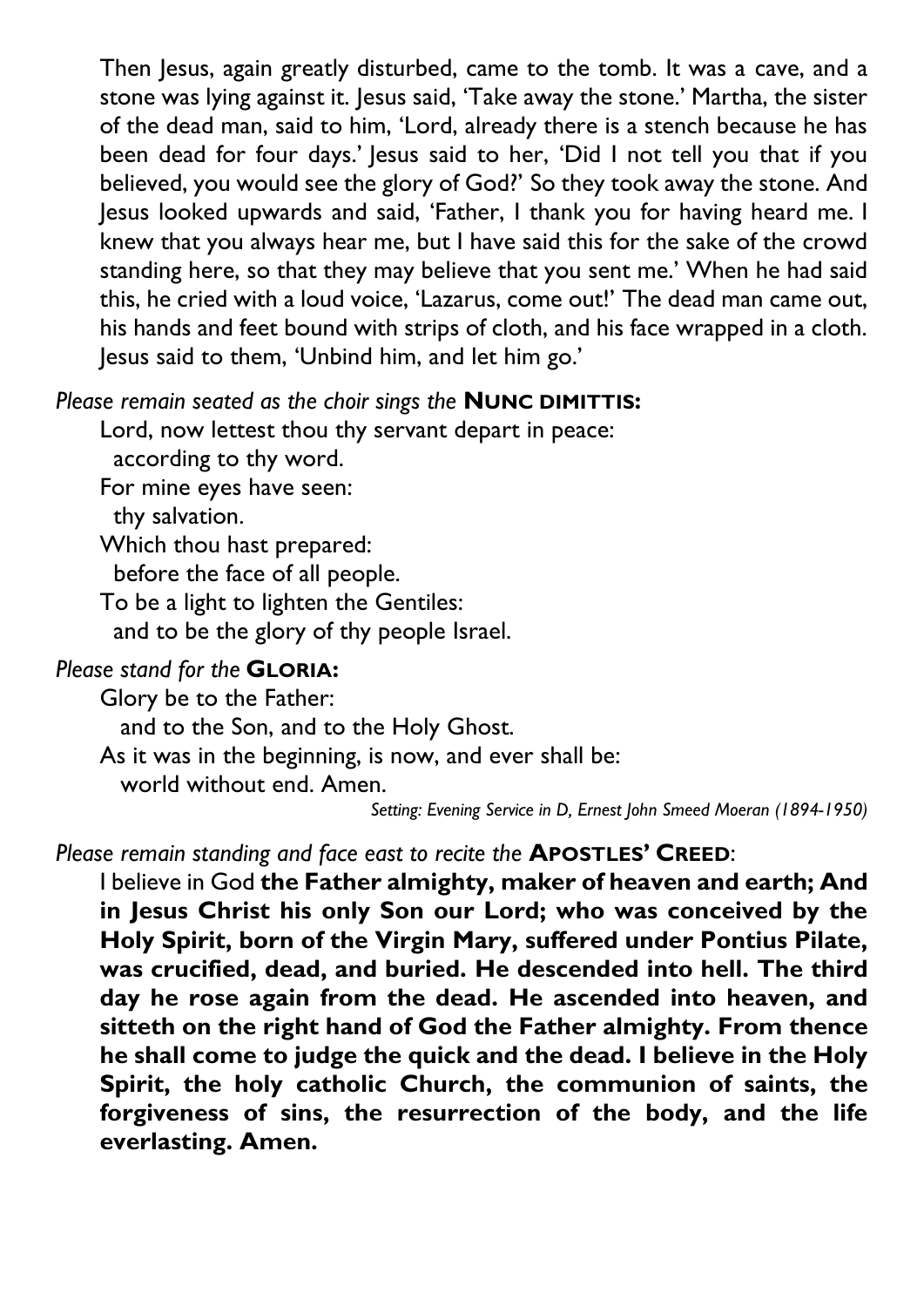Then Jesus, again greatly disturbed, came to the tomb. It was a cave, and a stone was lying against it. Jesus said, 'Take away the stone.' Martha, the sister of the dead man, said to him, 'Lord, already there is a stench because he has been dead for four days.' Jesus said to her, 'Did I not tell you that if you believed, you would see the glory of God?' So they took away the stone. And Jesus looked upwards and said, 'Father, I thank you for having heard me. I knew that you always hear me, but I have said this for the sake of the crowd standing here, so that they may believe that you sent me.' When he had said this, he cried with a loud voice, 'Lazarus, come out!' The dead man came out, his hands and feet bound with strips of cloth, and his face wrapped in a cloth. Jesus said to them, 'Unbind him, and let him go.'

*Please remain seated as the choir sings the* **NUNC DIMITTIS:**

Lord, now lettest thou thy servant depart in peace:
 according to thy word.
For mine eyes have seen:
 thy salvation.
Which thou hast prepared:
 before the face of all people.
To be a light to lighten the Gentiles:
 and to be the glory of thy people Israel.

*Please stand for the* **GLORIA:**

Glory be to the Father:
 and to the Son, and to the Holy Ghost.
As it was in the beginning, is now, and ever shall be:
 world without end. Amen.

*Setting: Evening Service in D, Ernest John Smeed Moeran (1894-1950)*

*Please remain standing and face east to recite the* **APOSTLES' CREED**:

I believe in God **the Father almighty, maker of heaven and earth; And in Jesus Christ his only Son our Lord; who was conceived by the Holy Spirit, born of the Virgin Mary, suffered under Pontius Pilate, was crucified, dead, and buried. He descended into hell. The third day he rose again from the dead. He ascended into heaven, and sitteth on the right hand of God the Father almighty. From thence he shall come to judge the quick and the dead. I believe in the Holy Spirit, the holy catholic Church, the communion of saints, the forgiveness of sins, the resurrection of the body, and the life everlasting. Amen.**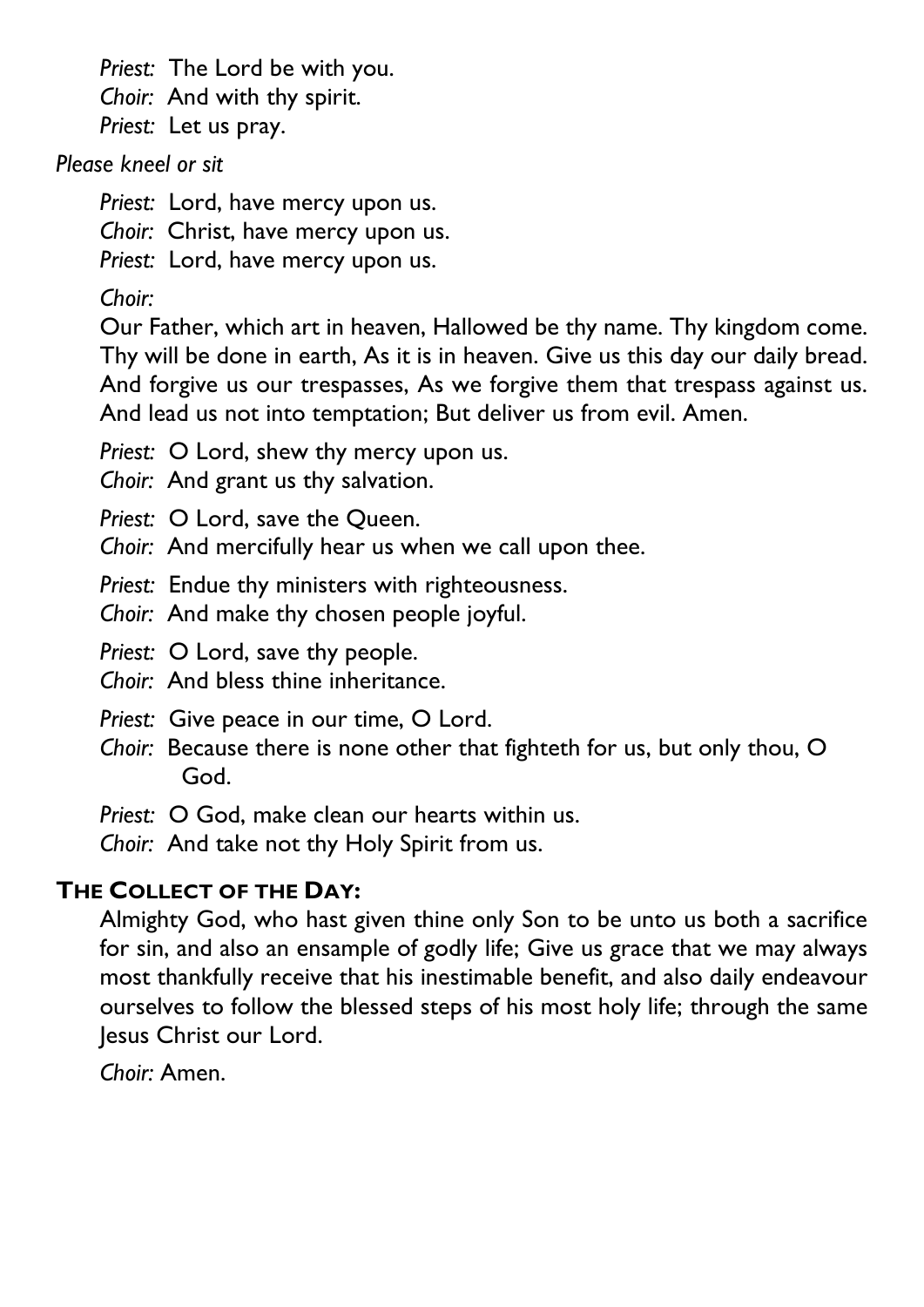*Priest:* The Lord be with you.
*Choir:* And with thy spirit.
*Priest:* Let us pray.

*Please kneel or sit*

*Priest:* Lord, have mercy upon us.
*Choir:* Christ, have mercy upon us.
*Priest:* Lord, have mercy upon us.

*Choir:*

Our Father, which art in heaven, Hallowed be thy name. Thy kingdom come. Thy will be done in earth, As it is in heaven. Give us this day our daily bread. And forgive us our trespasses, As we forgive them that trespass against us. And lead us not into temptation; But deliver us from evil. Amen.

*Priest:* O Lord, shew thy mercy upon us.
*Choir:* And grant us thy salvation.

*Priest:* O Lord, save the Queen.
*Choir:* And mercifully hear us when we call upon thee.

*Priest:* Endue thy ministers with righteousness.
*Choir:* And make thy chosen people joyful.

*Priest:* O Lord, save thy people.
*Choir:* And bless thine inheritance.

*Priest:* Give peace in our time, O Lord.
*Choir:* Because there is none other that fighteth for us, but only thou, O God.

*Priest:* O God, make clean our hearts within us.
*Choir:* And take not thy Holy Spirit from us.

**THE COLLECT OF THE DAY:**

Almighty God, who hast given thine only Son to be unto us both a sacrifice for sin, and also an ensample of godly life; Give us grace that we may always most thankfully receive that his inestimable benefit, and also daily endeavour ourselves to follow the blessed steps of his most holy life; through the same Jesus Christ our Lord.

*Choir:* Amen.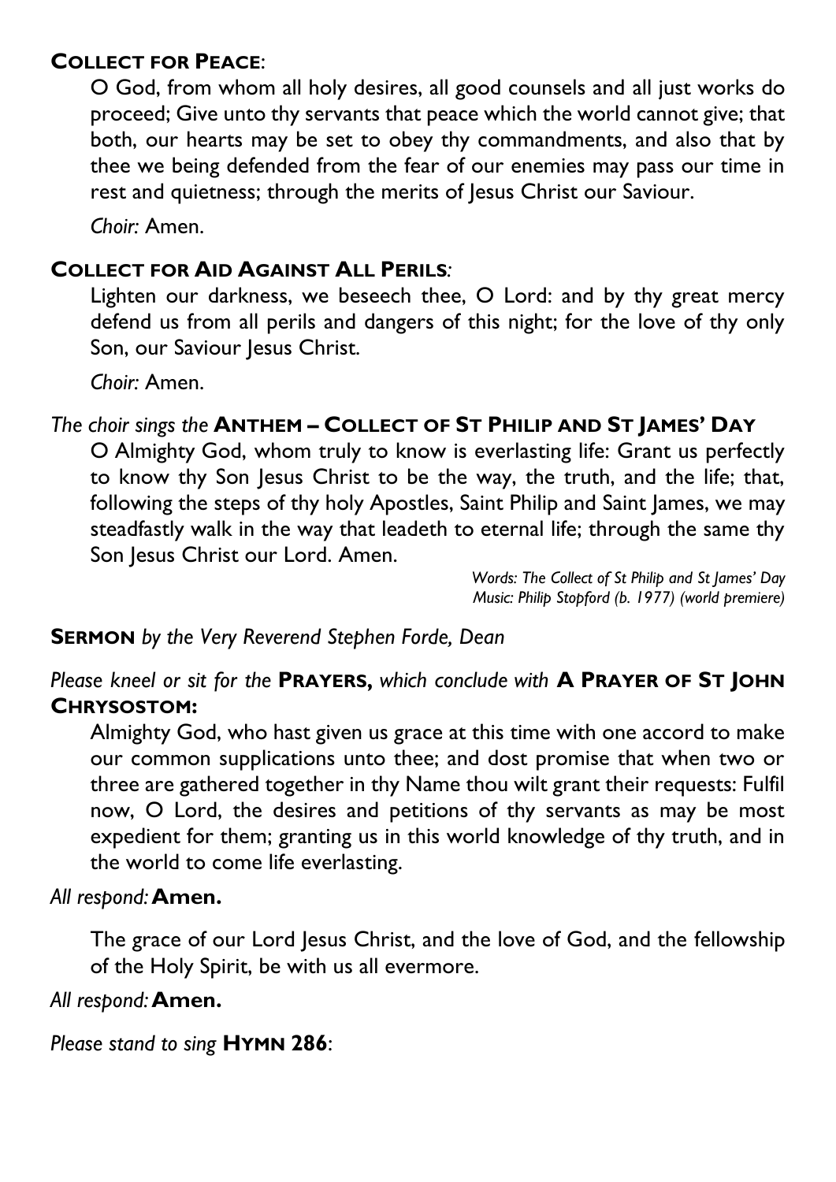**COLLECT FOR PEACE**:

O God, from whom all holy desires, all good counsels and all just works do proceed; Give unto thy servants that peace which the world cannot give; that both, our hearts may be set to obey thy commandments, and also that by thee we being defended from the fear of our enemies may pass our time in rest and quietness; through the merits of Jesus Christ our Saviour.

*Choir:* Amen.

**COLLECT FOR AID AGAINST ALL PERILS**:

Lighten our darkness, we beseech thee, O Lord: and by thy great mercy defend us from all perils and dangers of this night; for the love of thy only Son, our Saviour Jesus Christ.

*Choir:* Amen.

*The choir sings the* **ANTHEM – COLLECT OF ST PHILIP AND ST JAMES' DAY**

O Almighty God, whom truly to know is everlasting life: Grant us perfectly to know thy Son Jesus Christ to be the way, the truth, and the life; that, following the steps of thy holy Apostles, Saint Philip and Saint James, we may steadfastly walk in the way that leadeth to eternal life; through the same thy Son Jesus Christ our Lord. Amen.

*Words: The Collect of St Philip and St James' Day*
*Music: Philip Stopford (b. 1977) (world premiere)*

**SERMON** *by the Very Reverend Stephen Forde, Dean*

*Please kneel or sit for the* **PRAYERS,** *which conclude with* **A PRAYER OF ST JOHN CHRYSOSTOM:**

Almighty God, who hast given us grace at this time with one accord to make our common supplications unto thee; and dost promise that when two or three are gathered together in thy Name thou wilt grant their requests: Fulfil now, O Lord, the desires and petitions of thy servants as may be most expedient for them; granting us in this world knowledge of thy truth, and in the world to come life everlasting.

*All respond:* **Amen.**

The grace of our Lord Jesus Christ, and the love of God, and the fellowship of the Holy Spirit, be with us all evermore.

*All respond:* **Amen.**

*Please stand to sing* **HYMN 286**: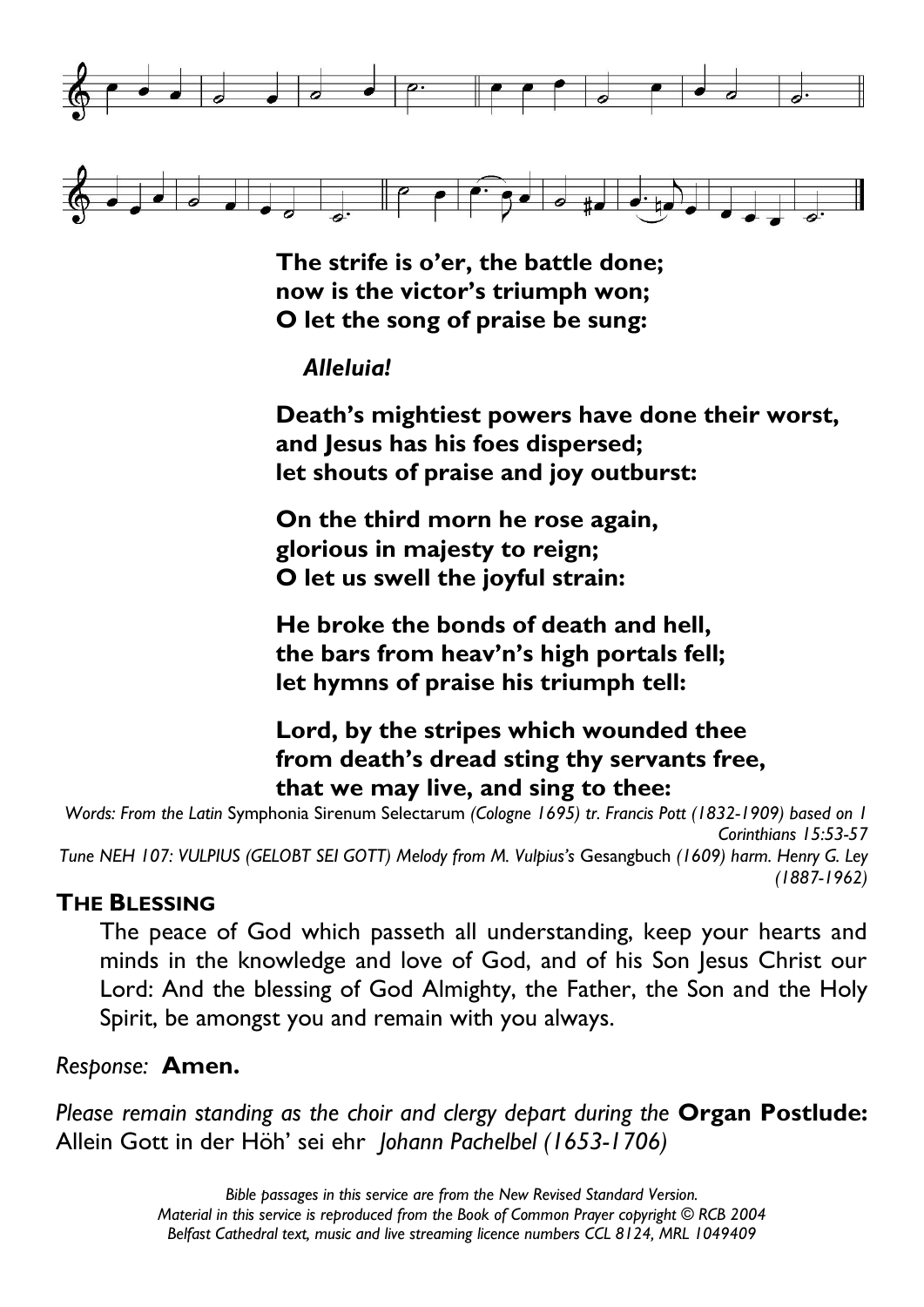**The strife is o'er, the battle done;**
**now is the victor's triumph won;**
**O let the song of praise be sung:**

***Alleluia!***

**Death's mightiest powers have done their worst,**
**and Jesus has his foes dispersed;**
**let shouts of praise and joy outburst:**

**On the third morn he rose again,**
**glorious in majesty to reign;**
**O let us swell the joyful strain:**

**He broke the bonds of death and hell,**
**the bars from heav'n's high portals fell;**
**let hymns of praise his triumph tell:**

**Lord, by the stripes which wounded thee**
**from death's dread sting thy servants free,**
**that we may live, and sing to thee:**

*Words: From the Latin* Symphonia Sirenum Selectarum *(Cologne 1695) tr. Francis Pott (1832-1909) based on 1 Corinthians 15:53-57*
*Tune NEH 107: VULPIUS (GELOBT SEI GOTT) Melody from M. Vulpius's* Gesangbuch *(1609) harm. Henry G. Ley (1887-1962)*

## THE BLESSING

The peace of God which passeth all understanding, keep your hearts and minds in the knowledge and love of God, and of his Son Jesus Christ our Lord: And the blessing of God Almighty, the Father, the Son and the Holy Spirit, be amongst you and remain with you always.

*Response:* **Amen.**

*Please remain standing as the choir and clergy depart during the* **Organ Postlude:** Allein Gott in der Höh' sei ehr *Johann Pachelbel (1653-1706)*

*Bible passages in this service are from the New Revised Standard Version.*
*Material in this service is reproduced from the Book of Common Prayer copyright © RCB 2004*
*Belfast Cathedral text, music and live streaming licence numbers CCL 8124, MRL 1049409*